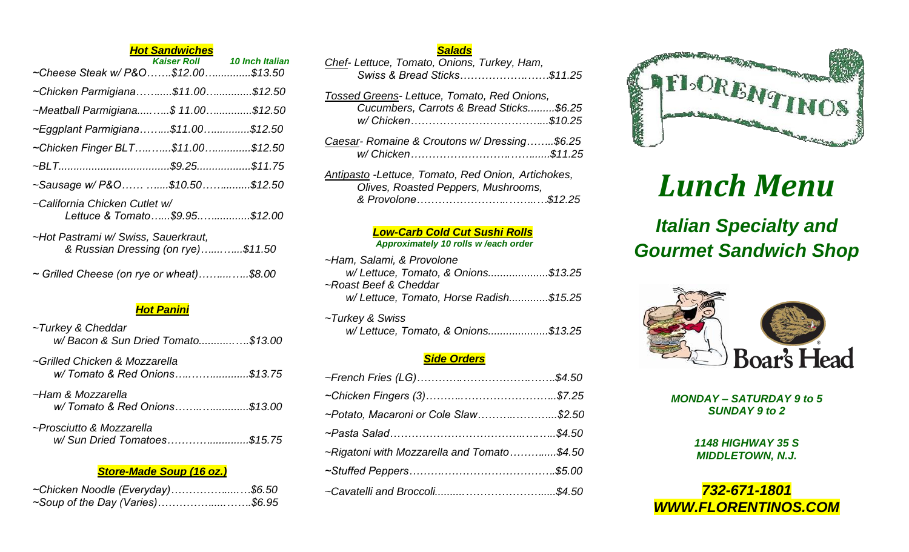## Hot Sandwiches

| | Kaiser Roll | 10 Inch Italian |
|---|---|---|
| ~Cheese Steak w/ P&O | $12.00 | $13.50 |
| ~Chicken Parmigiana | $11.00 | $12.50 |
| ~Meatball Parmigiana | $ 11.00 | $12.50 |
| ~Eggplant Parmigiana | $11.00 | $12.50 |
| ~Chicken Finger BLT | $11.00 | $12.50 |
| ~BLT | $9.25 | $11.75 |
| ~Sausage w/ P&O | $10.50 | $12.50 |
| ~California Chicken Cutlet w/ Lettuce & Tomato | $9.95 | $12.00 |

~Hot Pastrami w/ Swiss, Sauerkraut, & Russian Dressing (on rye)......$11.50

~ Grilled Cheese (on rye or wheat)......$8.00

## Hot Panini

~Turkey & Cheddar
w/ Bacon & Sun Dried Tomato......$13.00

~Grilled Chicken & Mozzarella
w/ Tomato & Red Onions......$13.75

~Ham & Mozzarella
w/ Tomato & Red Onions......$13.00

~Prosciutto & Mozzarella
w/ Sun Dried Tomatoes......$15.75

## Store-Made Soup (16 oz.)

~Chicken Noodle (Everyday)......$6.50
~Soup of the Day (Varies)......$6.95

## Salads

Chef- Lettuce, Tomato, Onions, Turkey, Ham, Swiss & Bread Sticks......$11.25

Tossed Greens- Lettuce, Tomato, Red Onions, Cucumbers, Carrots & Bread Sticks......$6.25
w/ Chicken......$10.25

Caesar- Romaine & Croutons w/ Dressing......$6.25
w/ Chicken......$11.25

Antipasto -Lettuce, Tomato, Red Onion, Artichokes, Olives, Roasted Peppers, Mushrooms, & Provolone......$12.25

## Low-Carb Cold Cut Sushi Rolls

*Approximately 10 rolls w /each order*

~Ham, Salami, & Provolone
w/ Lettuce, Tomato, & Onions......$13.25
~Roast Beef & Cheddar
w/ Lettuce, Tomato, Horse Radish......$15.25

~Turkey & Swiss
w/ Lettuce, Tomato, & Onions......$13.25

## Side Orders

~French Fries (LG)......$4.50
~Chicken Fingers (3)......$7.25
~Potato, Macaroni or Cole Slaw......$2.50
~Pasta Salad......$4.50
~Rigatoni with Mozzarella and Tomato......$4.50
~Stuffed Peppers......$5.00
~Cavatelli and Broccoli......$4.50

FLORENTINOS

# Lunch Menu

## Italian Specialty and Gourmet Sandwich Shop

Boar's Head

**MONDAY – SATURDAY 9 to 5**
**SUNDAY 9 to 2**

**1148 HIGHWAY 35 S**
**MIDDLETOWN, N.J.**

**732-671-1801**
**WWW.FLORENTINOS.COM**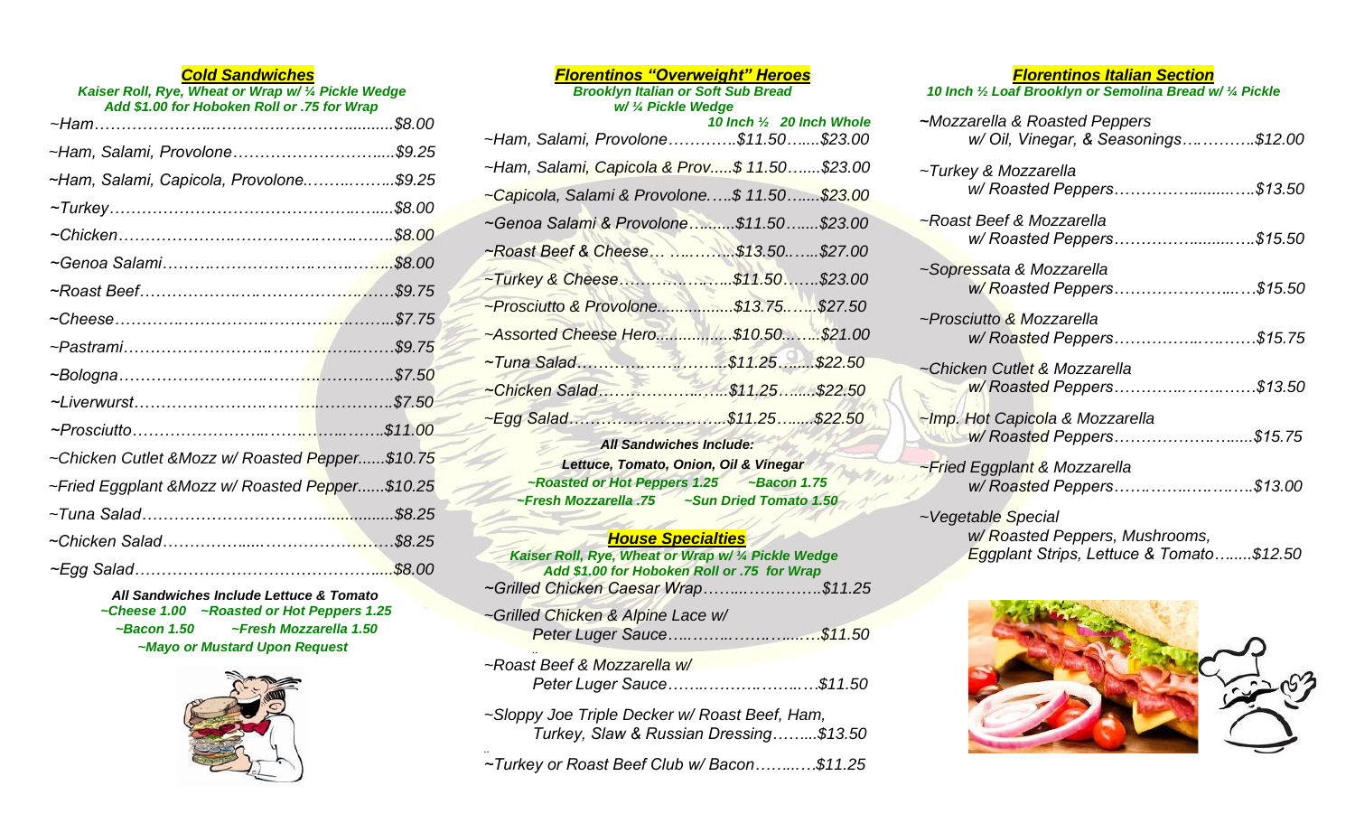## Cold Sandwiches

**Kaiser Roll, Rye, Wheat or Wrap w/ ¼ Pickle Wedge**
**Add $1.00 for Hoboken Roll or .75 for Wrap**

- ~Ham…………………………………………$8.00
- ~Ham, Salami, Provolone……………………$9.25
- ~Ham, Salami, Capicola, Provolone…………$9.25
- ~Turkey…………………………………………$8.00
- ~Chicken………………………………………$8.00
- ~Genoa Salami…………………………………$8.00
- ~Roast Beef……………………………………$9.75
- ~Cheese…………………………………………$7.75
- ~Pastrami………………………………………$9.75
- ~Bologna………………………………………$7.50
- ~Liverwurst……………………………………$7.50
- ~Prosciutto……………………………………$11.00
- ~Chicken Cutlet &Mozz w/ Roasted Pepper......$10.75
- ~Fried Eggplant &Mozz w/ Roasted Pepper......$10.25
- ~Tuna Salad……………………………………$8.25
- ~Chicken Salad…………………………………$8.25
- ~Egg Salad………………………………………$8.00

**All Sandwiches Include Lettuce & Tomato**
**~Cheese 1.00 ~Roasted or Hot Peppers 1.25**
**~Bacon 1.50 ~Fresh Mozzarella 1.50**
**~Mayo or Mustard Upon Request**

## Florentinos "Overweight" Heroes

**Brooklyn Italian or Soft Sub Bread**
**w/ ¼ Pickle Wedge**

| | 10 Inch ½ | 20 Inch Whole |
|---|---|---|
| ~Ham, Salami, Provolone | $11.50 | $23.00 |
| ~Ham, Salami, Capicola & Prov | $ 11.50 | $23.00 |
| ~Capicola, Salami & Provolone | $ 11.50 | $23.00 |
| ~Genoa Salami & Provolone | $11.50 | $23.00 |
| ~Roast Beef & Cheese | $13.50 | $27.00 |
| ~Turkey & Cheese | $11.50 | $23.00 |
| ~Prosciutto & Provolone | $13.75 | $27.50 |
| ~Assorted Cheese Hero | $10.50 | $21.00 |
| ~Tuna Salad | $11.25 | $22.50 |
| ~Chicken Salad | $11.25 | $22.50 |
| ~Egg Salad | $11.25 | $22.50 |

**All Sandwiches Include:**
**Lettuce, Tomato, Onion, Oil & Vinegar**
**~Roasted or Hot Peppers 1.25 ~Bacon 1.75**
**~Fresh Mozzarella .75 ~Sun Dried Tomato 1.50**

## House Specialties

**Kaiser Roll, Rye, Wheat or Wrap w/ ¼ Pickle Wedge**
**Add $1.00 for Hoboken Roll or .75 for Wrap**

- ~Grilled Chicken Caesar Wrap………………$11.25
- ~Grilled Chicken & Alpine Lace w/ Peter Luger Sauce……………$11.50
- ~Roast Beef & Mozzarella w/ Peter Luger Sauce……………$11.50
- ~Sloppy Joe Triple Decker w/ Roast Beef, Ham, Turkey, Slaw & Russian Dressing……...$13.50
- ~Turkey or Roast Beef Club w/ Bacon………$11.25

## Florentinos Italian Section

**10 Inch ½ Loaf Brooklyn or Semolina Bread w/ ¼ Pickle**

- ~Mozzarella & Roasted Peppers w/ Oil, Vinegar, & Seasonings…………$12.00
- ~Turkey & Mozzarella w/ Roasted Peppers……………$13.50
- ~Roast Beef & Mozzarella w/ Roasted Peppers……………$15.50
- ~Sopressata & Mozzarella w/ Roasted Peppers……………$15.50
- ~Prosciutto & Mozzarella w/ Roasted Peppers……………$15.75
- ~Chicken Cutlet & Mozzarella w/ Roasted Peppers……………$13.50
- ~Imp. Hot Capicola & Mozzarella w/ Roasted Peppers……………$15.75
- ~Fried Eggplant & Mozzarella w/ Roasted Peppers……………$13.00
- ~Vegetable Special w/ Roasted Peppers, Mushrooms, Eggplant Strips, Lettuce & Tomato……..$12.50